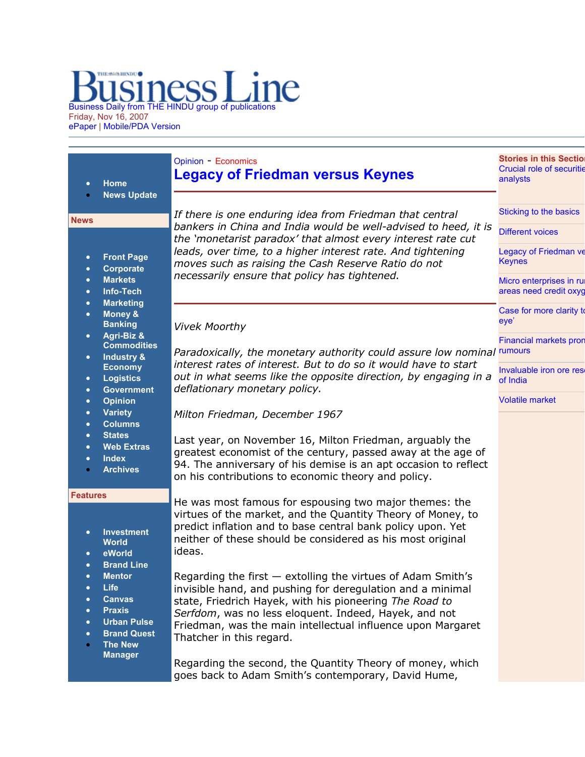Opinion - Economics

# Legacy of Friedman versus Keynes

*If there is one enduring idea from Friedman that central bankers in China and India would be well-advised to heed, it is the 'monetarist paradox' that almost every interest rate cut leads, over time, to a higher interest rate. And tightening moves such as raising the Cash Reserve Ratio do not necessarily ensure that policy has tightened.*

*Vivek Moorthy*

*Paradoxically, the monetary authority could assure low nominal interest rates of interest. But to do so it would have to start out in what seems like the opposite direction, by engaging in a deflationary monetary policy.*

*Milton Friedman, December 1967*

Last year, on November 16, Milton Friedman, arguably the greatest economist of the century, passed away at the age of 94. The anniversary of his demise is an apt occasion to reflect on his contributions to economic theory and policy.

He was most famous for espousing two major themes: the virtues of the market, and the Quantity Theory of Money, to predict inflation and to base central bank policy upon. Yet neither of these should be considered as his most original ideas.

Regarding the first — extolling the virtues of Adam Smith's invisible hand, and pushing for deregulation and a minimal state, Friedrich Hayek, with his pioneering *The Road to Serfdom*, was no less eloquent. Indeed, Hayek, and not Friedman, was the main intellectual influence upon Margaret Thatcher in this regard.

Regarding the second, the Quantity Theory of money, which goes back to Adam Smith's contemporary, David Hume,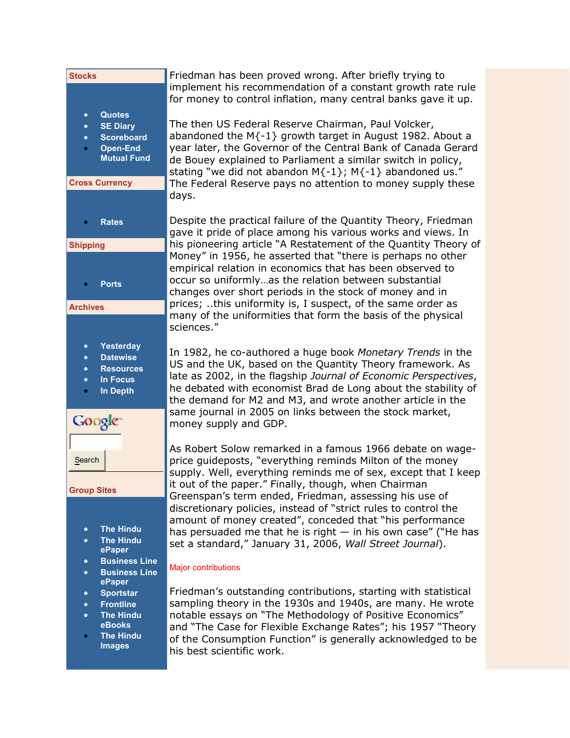Friedman has been proved wrong. After briefly trying to implement his recommendation of a constant growth rate rule for money to control inflation, many central banks gave it up.

The then US Federal Reserve Chairman, Paul Volcker, abandoned the M{-1} growth target in August 1982. About a year later, the Governor of the Central Bank of Canada Gerard de Bouey explained to Parliament a similar switch in policy, stating "we did not abandon M{-1}; M{-1} abandoned us." The Federal Reserve pays no attention to money supply these days.

Despite the practical failure of the Quantity Theory, Friedman gave it pride of place among his various works and views. In his pioneering article "A Restatement of the Quantity Theory of Money" in 1956, he asserted that "there is perhaps no other empirical relation in economics that has been observed to occur so uniformly…as the relation between substantial changes over short periods in the stock of money and in prices; ..this uniformity is, I suspect, of the same order as many of the uniformities that form the basis of the physical sciences."

In 1982, he co-authored a huge book *Monetary Trends* in the US and the UK, based on the Quantity Theory framework. As late as 2002, in the flagship *Journal of Economic Perspectives*, he debated with economist Brad de Long about the stability of the demand for M2 and M3, and wrote another article in the same journal in 2005 on links between the stock market, money supply and GDP.

As Robert Solow remarked in a famous 1966 debate on wage-price guideposts, "everything reminds Milton of the money supply. Well, everything reminds me of sex, except that I keep it out of the paper." Finally, though, when Chairman Greenspan's term ended, Friedman, assessing his use of discretionary policies, instead of "strict rules to control the amount of money created", conceded that "his performance has persuaded me that he is right — in his own case" ("He has set a standard," January 31, 2006, *Wall Street Journal*).

## Major contributions

Friedman's outstanding contributions, starting with statistical sampling theory in the 1930s and 1940s, are many. He wrote notable essays on "The Methodology of Positive Economics" and "The Case for Flexible Exchange Rates"; his 1957 "Theory of the Consumption Function" is generally acknowledged to be his best scientific work.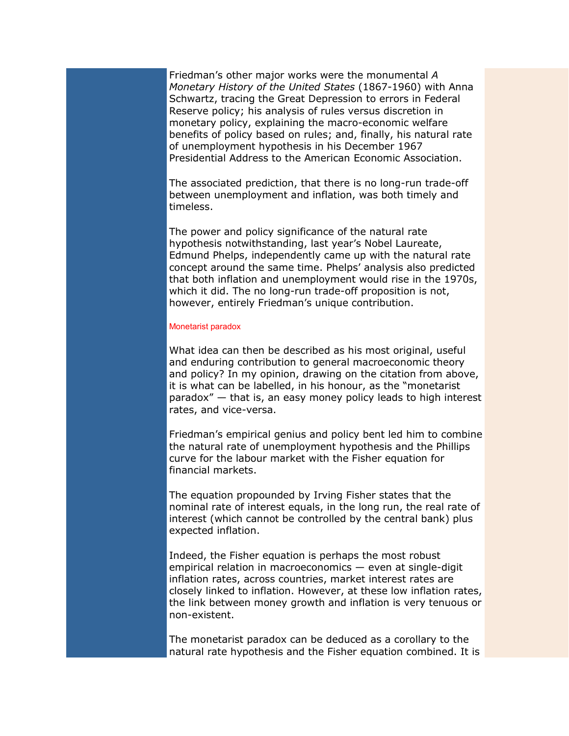Friedman's other major works were the monumental *A Monetary History of the United States* (1867-1960) with Anna Schwartz, tracing the Great Depression to errors in Federal Reserve policy; his analysis of rules versus discretion in monetary policy, explaining the macro-economic welfare benefits of policy based on rules; and, finally, his natural rate of unemployment hypothesis in his December 1967 Presidential Address to the American Economic Association.

The associated prediction, that there is no long-run trade-off between unemployment and inflation, was both timely and timeless.

The power and policy significance of the natural rate hypothesis notwithstanding, last year's Nobel Laureate, Edmund Phelps, independently came up with the natural rate concept around the same time. Phelps' analysis also predicted that both inflation and unemployment would rise in the 1970s, which it did. The no long-run trade-off proposition is not, however, entirely Friedman's unique contribution.

## Monetarist paradox

What idea can then be described as his most original, useful and enduring contribution to general macroeconomic theory and policy? In my opinion, drawing on the citation from above, it is what can be labelled, in his honour, as the "monetarist paradox" — that is, an easy money policy leads to high interest rates, and vice-versa.

Friedman's empirical genius and policy bent led him to combine the natural rate of unemployment hypothesis and the Phillips curve for the labour market with the Fisher equation for financial markets.

The equation propounded by Irving Fisher states that the nominal rate of interest equals, in the long run, the real rate of interest (which cannot be controlled by the central bank) plus expected inflation.

Indeed, the Fisher equation is perhaps the most robust empirical relation in macroeconomics — even at single-digit inflation rates, across countries, market interest rates are closely linked to inflation. However, at these low inflation rates, the link between money growth and inflation is very tenuous or non-existent.

The monetarist paradox can be deduced as a corollary to the natural rate hypothesis and the Fisher equation combined. It is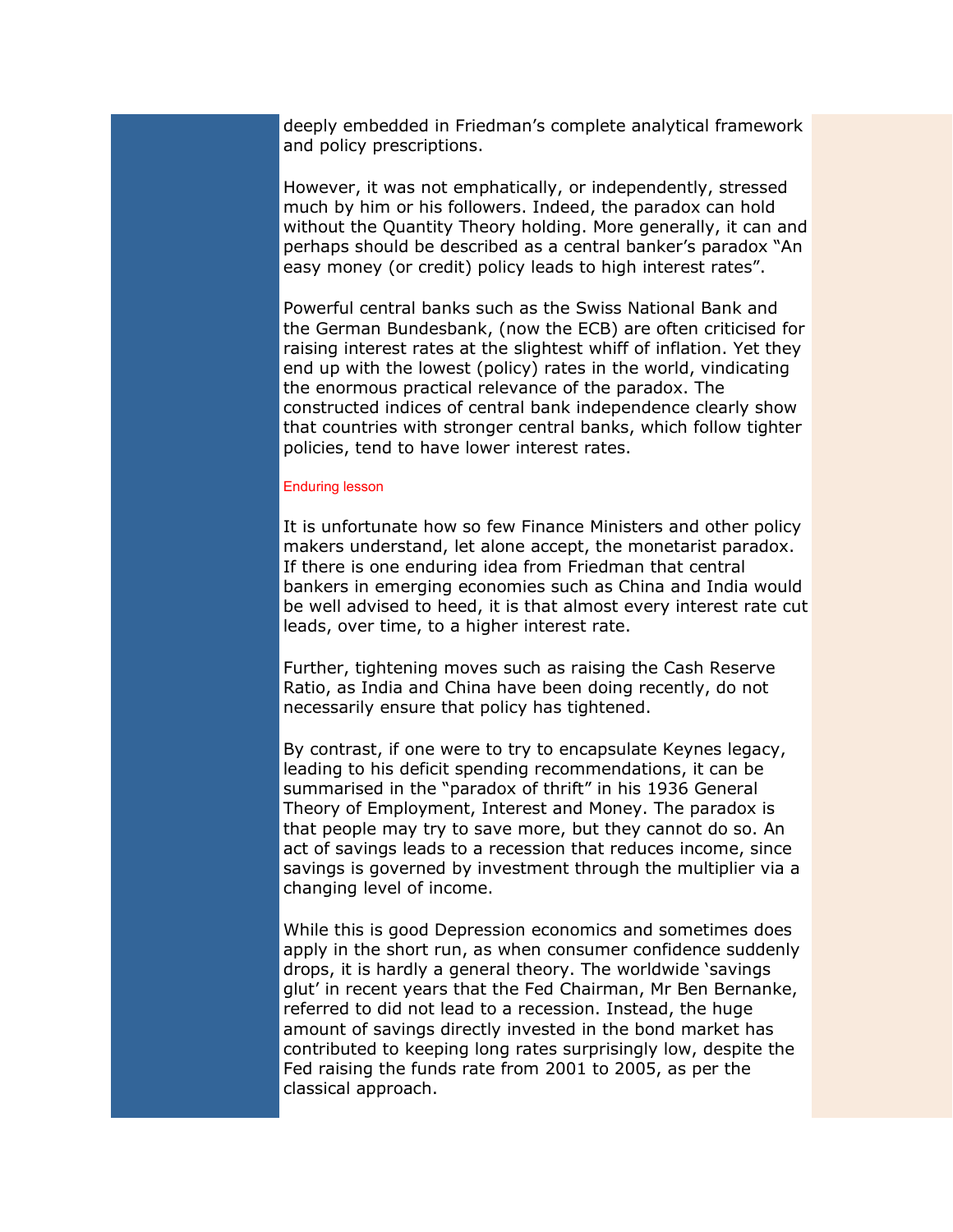deeply embedded in Friedman's complete analytical framework and policy prescriptions.

However, it was not emphatically, or independently, stressed much by him or his followers. Indeed, the paradox can hold without the Quantity Theory holding. More generally, it can and perhaps should be described as a central banker's paradox "An easy money (or credit) policy leads to high interest rates".

Powerful central banks such as the Swiss National Bank and the German Bundesbank, (now the ECB) are often criticised for raising interest rates at the slightest whiff of inflation. Yet they end up with the lowest (policy) rates in the world, vindicating the enormous practical relevance of the paradox. The constructed indices of central bank independence clearly show that countries with stronger central banks, which follow tighter policies, tend to have lower interest rates.

### Enduring lesson

It is unfortunate how so few Finance Ministers and other policy makers understand, let alone accept, the monetarist paradox. If there is one enduring idea from Friedman that central bankers in emerging economies such as China and India would be well advised to heed, it is that almost every interest rate cut leads, over time, to a higher interest rate.

Further, tightening moves such as raising the Cash Reserve Ratio, as India and China have been doing recently, do not necessarily ensure that policy has tightened.

By contrast, if one were to try to encapsulate Keynes legacy, leading to his deficit spending recommendations, it can be summarised in the "paradox of thrift" in his 1936 General Theory of Employment, Interest and Money. The paradox is that people may try to save more, but they cannot do so. An act of savings leads to a recession that reduces income, since savings is governed by investment through the multiplier via a changing level of income.

While this is good Depression economics and sometimes does apply in the short run, as when consumer confidence suddenly drops, it is hardly a general theory. The worldwide 'savings glut' in recent years that the Fed Chairman, Mr Ben Bernanke, referred to did not lead to a recession. Instead, the huge amount of savings directly invested in the bond market has contributed to keeping long rates surprisingly low, despite the Fed raising the funds rate from 2001 to 2005, as per the classical approach.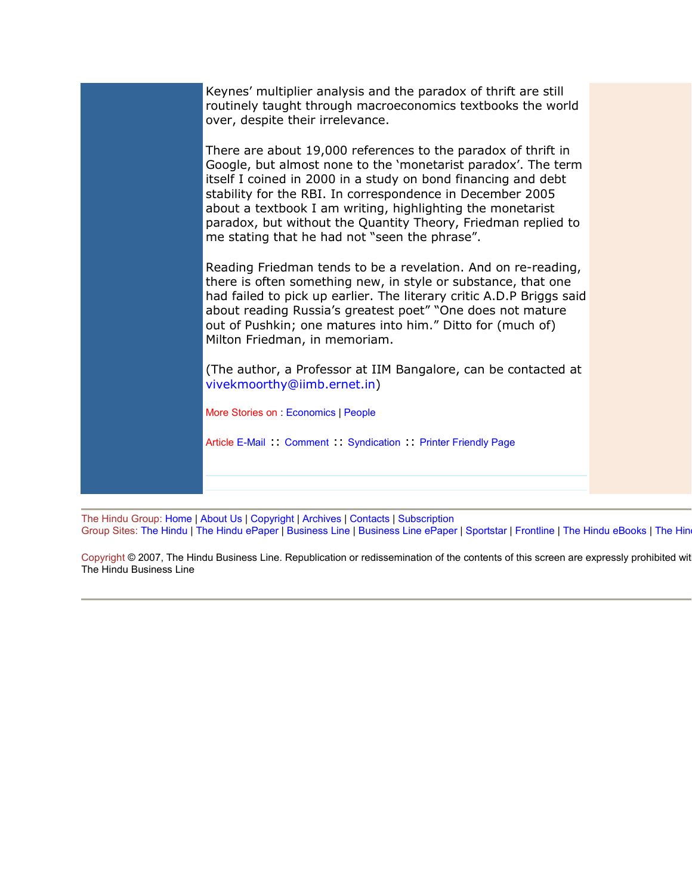Keynes' multiplier analysis and the paradox of thrift are still routinely taught through macroeconomics textbooks the world over, despite their irrelevance.

There are about 19,000 references to the paradox of thrift in Google, but almost none to the 'monetarist paradox'. The term itself I coined in 2000 in a study on bond financing and debt stability for the RBI. In correspondence in December 2005 about a textbook I am writing, highlighting the monetarist paradox, but without the Quantity Theory, Friedman replied to me stating that he had not "seen the phrase".

Reading Friedman tends to be a revelation. And on re-reading, there is often something new, in style or substance, that one had failed to pick up earlier. The literary critic A.D.P Briggs said about reading Russia's greatest poet" "One does not mature out of Pushkin; one matures into him." Ditto for (much of) Milton Friedman, in memoriam.

(The author, a Professor at IIM Bangalore, can be contacted at vivekmoorthy@iimb.ernet.in)

More Stories on : Economics | People

Article E-Mail :: Comment :: Syndication :: Printer Friendly Page

The Hindu Group: Home | About Us | Copyright | Archives | Contacts | Subscription
Group Sites: The Hindu | The Hindu ePaper | Business Line | Business Line ePaper | Sportstar | Frontline | The Hindu eBooks | The Hin

Copyright © 2007, The Hindu Business Line. Republication or redissemination of the contents of this screen are expressly prohibited wit
The Hindu Business Line